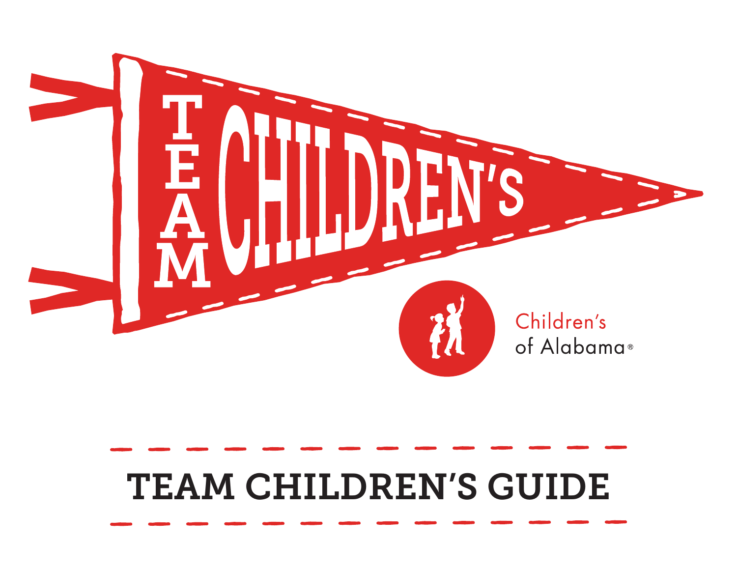# TEAM CHILDREN'S

Children's of Alabama®

# TEAM CHILDREN'S GUIDE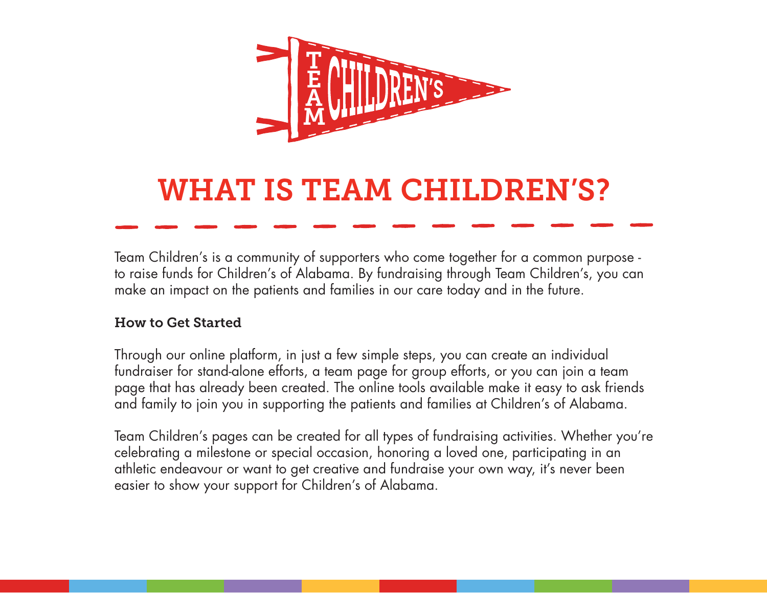# WHAT IS TEAM CHILDREN'S?

Team Children's is a community of supporters who come together for a common purpose - to raise funds for Children's of Alabama. By fundraising through Team Children's, you can make an impact on the patients and families in our care today and in the future.

**How to Get Started**

Through our online platform, in just a few simple steps, you can create an individual fundraiser for stand-alone efforts, a team page for group efforts, or you can join a team page that has already been created. The online tools available make it easy to ask friends and family to join you in supporting the patients and families at Children's of Alabama.

Team Children's pages can be created for all types of fundraising activities. Whether you're celebrating a milestone or special occasion, honoring a loved one, participating in an athletic endeavour or want to get creative and fundraise your own way, it's never been easier to show your support for Children's of Alabama.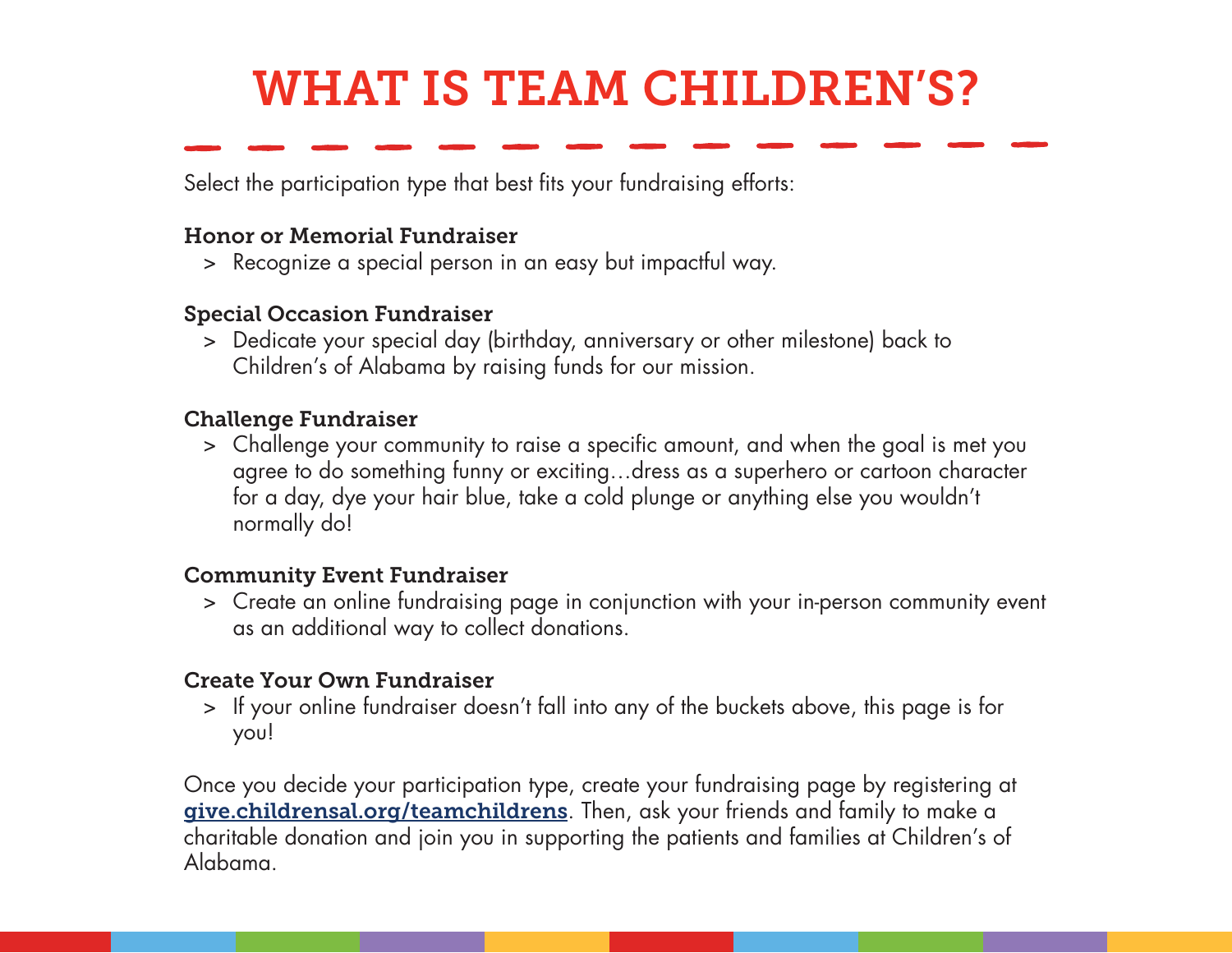# WHAT IS TEAM CHILDREN'S?

Select the participation type that best fits your fundraising efforts:

### Honor or Memorial Fundraiser

> Recognize a special person in an easy but impactful way.

### Special Occasion Fundraiser

> Dedicate your special day (birthday, anniversary or other milestone) back to Children's of Alabama by raising funds for our mission.

### Challenge Fundraiser

> Challenge your community to raise a specific amount, and when the goal is met you agree to do something funny or exciting…dress as a superhero or cartoon character for a day, dye your hair blue, take a cold plunge or anything else you wouldn't normally do!

### Community Event Fundraiser

> Create an online fundraising page in conjunction with your in-person community event as an additional way to collect donations.

### Create Your Own Fundraiser

> If your online fundraiser doesn't fall into any of the buckets above, this page is for you!

Once you decide your participation type, create your fundraising page by registering at **give.childrensal.org/teamchildrens**. Then, ask your friends and family to make a charitable donation and join you in supporting the patients and families at Children's of Alabama.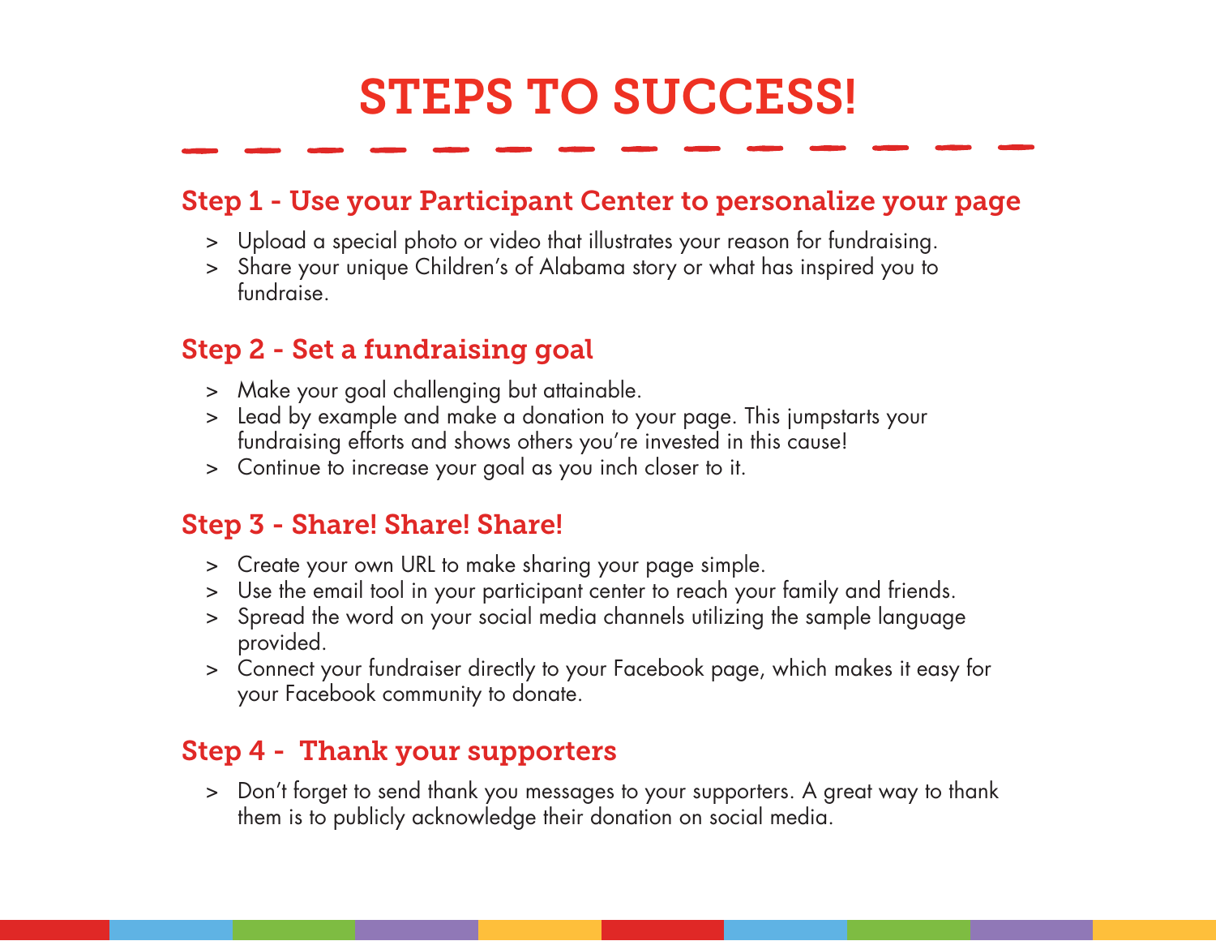# STEPS TO SUCCESS!

## Step 1 - Use your Participant Center to personalize your page

- Upload a special photo or video that illustrates your reason for fundraising.
- Share your unique Children's of Alabama story or what has inspired you to fundraise.

## Step 2 - Set a fundraising goal

- Make your goal challenging but attainable.
- Lead by example and make a donation to your page. This jumpstarts your fundraising efforts and shows others you're invested in this cause!
- Continue to increase your goal as you inch closer to it.

## Step 3 - Share! Share! Share!

- Create your own URL to make sharing your page simple.
- Use the email tool in your participant center to reach your family and friends.
- Spread the word on your social media channels utilizing the sample language provided.
- Connect your fundraiser directly to your Facebook page, which makes it easy for your Facebook community to donate.

## Step 4 - Thank your supporters

- Don't forget to send thank you messages to your supporters. A great way to thank them is to publicly acknowledge their donation on social media.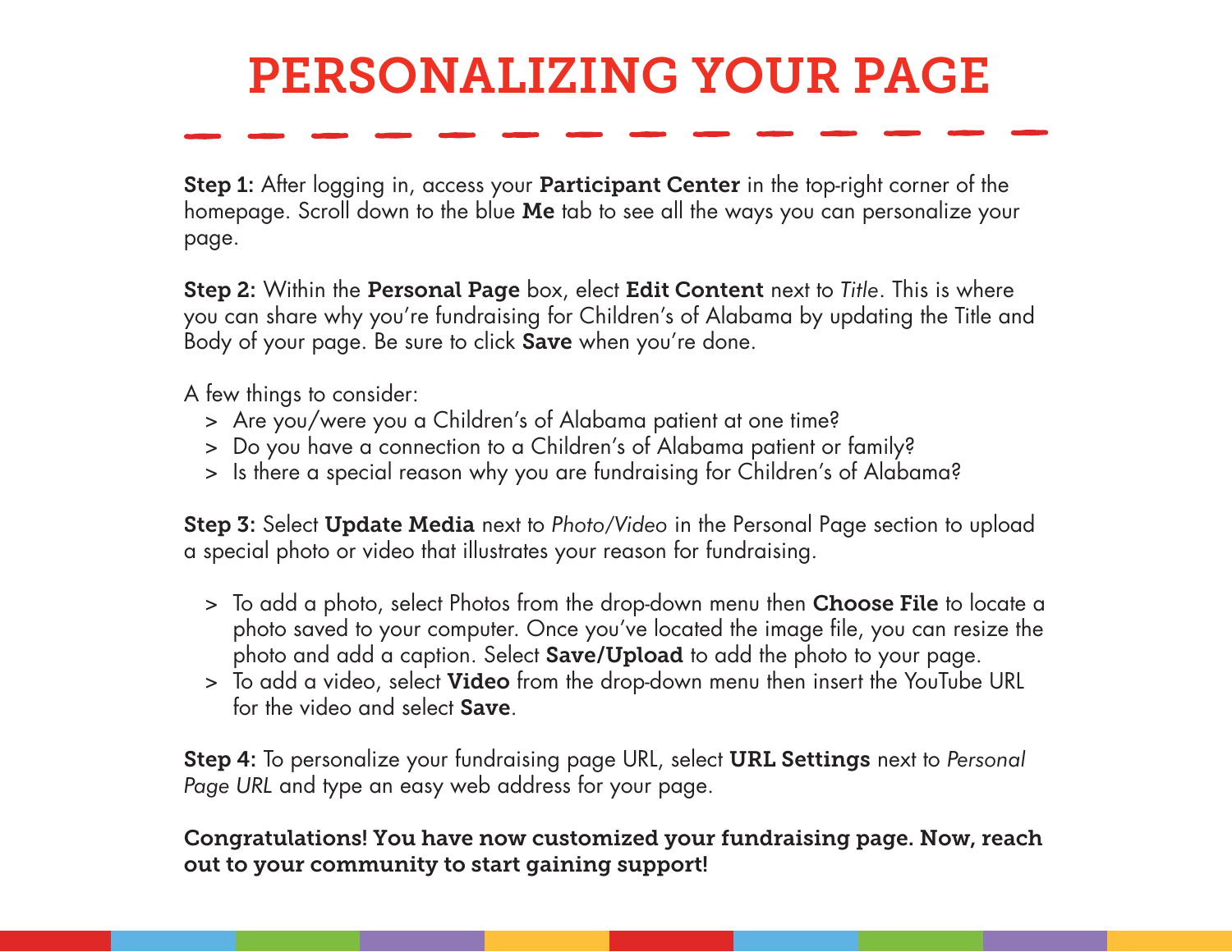# PERSONALIZING YOUR PAGE

**Step 1:** After logging in, access your **Participant Center** in the top-right corner of the homepage. Scroll down to the blue **Me** tab to see all the ways you can personalize your page.

**Step 2:** Within the **Personal Page** box, elect **Edit Content** next to *Title*. This is where you can share why you're fundraising for Children's of Alabama by updating the Title and Body of your page. Be sure to click **Save** when you're done.

A few things to consider:

> Are you/were you a Children's of Alabama patient at one time?
> Do you have a connection to a Children's of Alabama patient or family?
> Is there a special reason why you are fundraising for Children's of Alabama?

**Step 3:** Select **Update Media** next to *Photo/Video* in the Personal Page section to upload a special photo or video that illustrates your reason for fundraising.

> To add a photo, select Photos from the drop-down menu then **Choose File** to locate a photo saved to your computer. Once you've located the image file, you can resize the photo and add a caption. Select **Save/Upload** to add the photo to your page.
> To add a video, select **Video** from the drop-down menu then insert the YouTube URL for the video and select **Save**.

**Step 4:** To personalize your fundraising page URL, select **URL Settings** next to *Personal Page URL* and type an easy web address for your page.

**Congratulations! You have now customized your fundraising page. Now, reach out to your community to start gaining support!**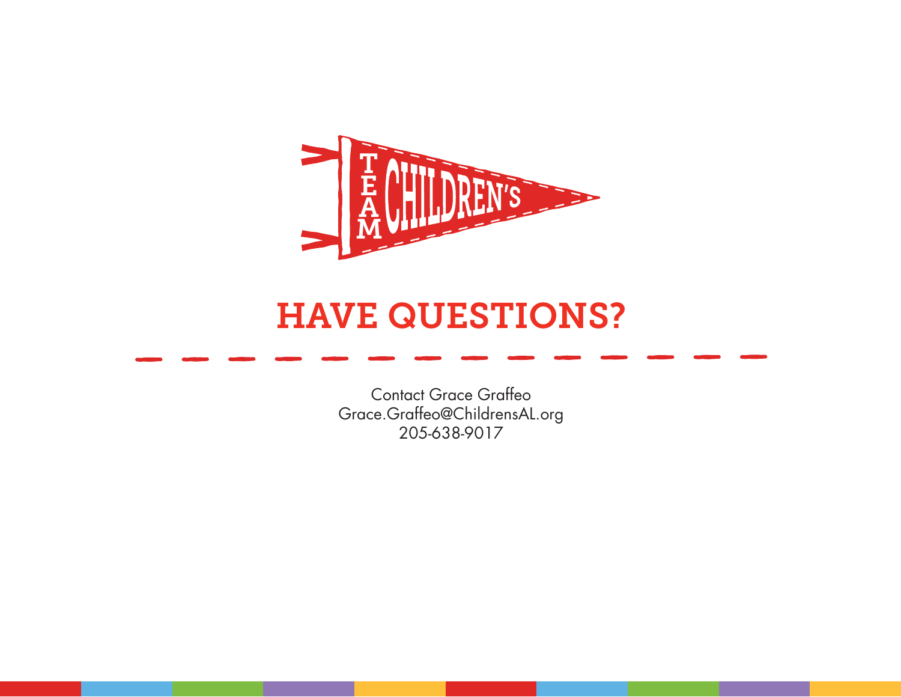TEAM CHILDREN'S

# HAVE QUESTIONS?

Contact Grace Graffeo
Grace.Graffeo@ChildrensAL.org
205-638-9017